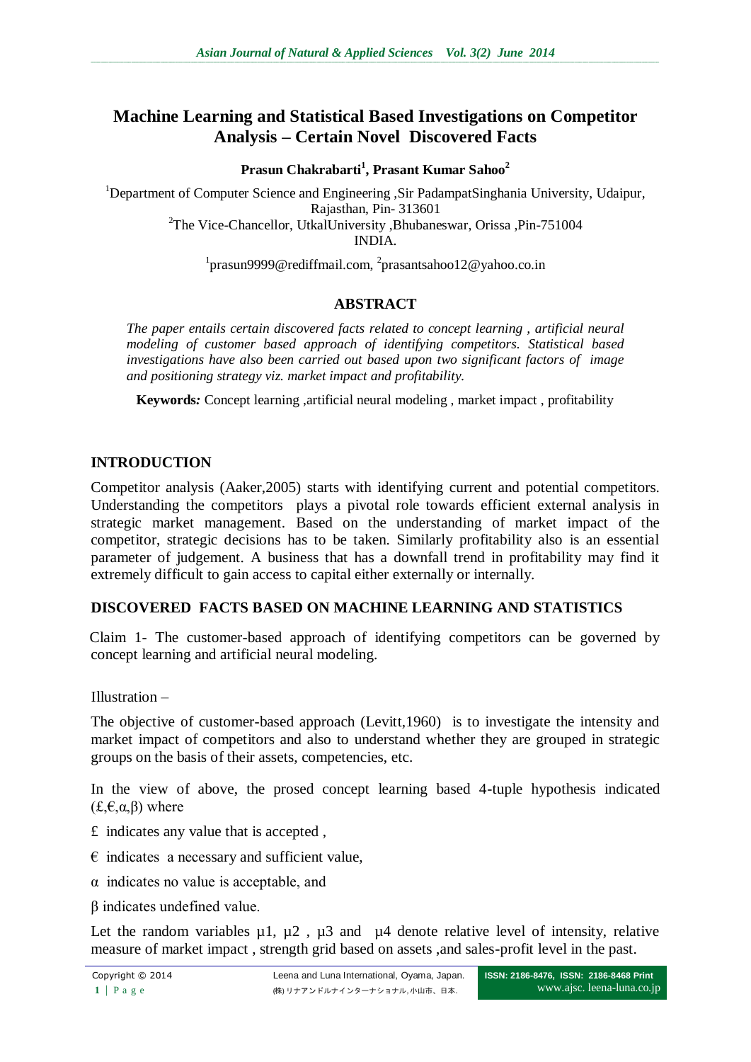# Machine Learning and Statistical Based Investigations on Competitor Analysis – Certain Novel Discovered Facts

**Prasun Chakrabarti[1], Prasant Kumar Sahoo[2]**

[1]Department of Computer Science and Engineering ,Sir PadampatSinghania University, Udaipur, Rajasthan, Pin- 313601

[2]The Vice-Chancellor, UtkalUniversity ,Bhubaneswar, Orissa ,Pin-751004

INDIA.

[1]prasun9999@rediffmail.com, [2]prasantsahoo12@yahoo.co.in

## ABSTRACT

*The paper entails certain discovered facts related to concept learning , artificial neural modeling of customer based approach of identifying competitors. Statistical based investigations have also been carried out based upon two significant factors of image and positioning strategy viz. market impact and profitability.*

**Keywords:** Concept learning ,artificial neural modeling , market impact , profitability

## INTRODUCTION

Competitor analysis (Aaker,2005) starts with identifying current and potential competitors. Understanding the competitors plays a pivotal role towards efficient external analysis in strategic market management. Based on the understanding of market impact of the competitor, strategic decisions has to be taken. Similarly profitability also is an essential parameter of judgement. A business that has a downfall trend in profitability may find it extremely difficult to gain access to capital either externally or internally.

## DISCOVERED FACTS BASED ON MACHINE LEARNING AND STATISTICS

Claim 1- The customer-based approach of identifying competitors can be governed by concept learning and artificial neural modeling.

Illustration –

The objective of customer-based approach (Levitt,1960) is to investigate the intensity and market impact of competitors and also to understand whether they are grouped in strategic groups on the basis of their assets, competencies, etc.

In the view of above, the prosed concept learning based 4-tuple hypothesis indicated (£,€,α,β) where

£ indicates any value that is accepted ,

€ indicates a necessary and sufficient value,

α indicates no value is acceptable, and

β indicates undefined value.

Let the random variables $\mu1$, $\mu2$ , $\mu3$ and $\mu4$ denote relative level of intensity, relative measure of market impact , strength grid based on assets ,and sales-profit level in the past.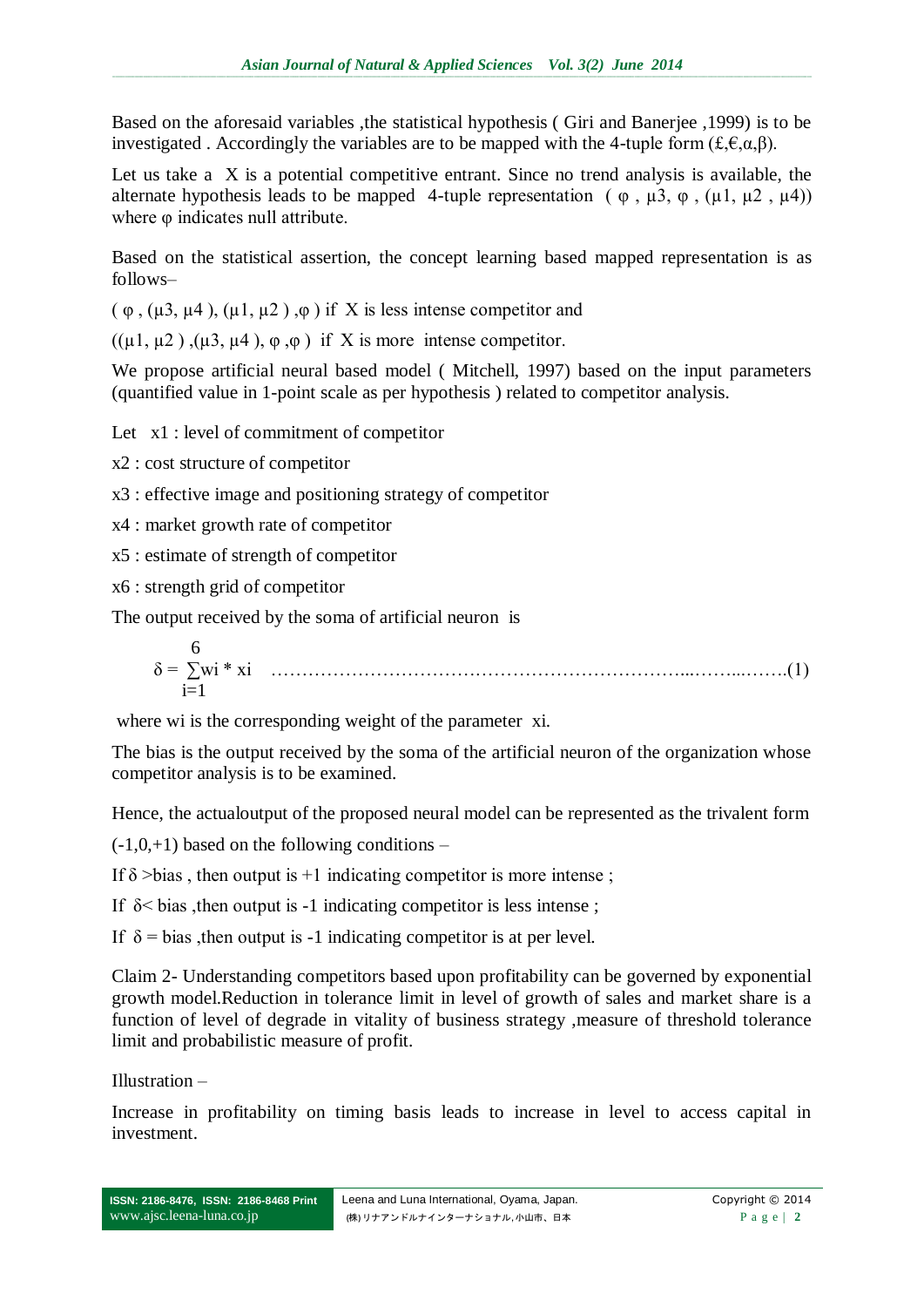Based on the aforesaid variables ,the statistical hypothesis ( Giri and Banerjee ,1999) is to be investigated . Accordingly the variables are to be mapped with the 4-tuple form (£,€,α,β).

Let us take a X is a potential competitive entrant. Since no trend analysis is available, the alternate hypothesis leads to be mapped 4-tuple representation ( φ , $\mu_3$, φ , ($\mu_1$, $\mu_2$ , $\mu_4$)) where φ indicates null attribute.

Based on the statistical assertion, the concept learning based mapped representation is as follows–

( φ , ($\mu_3$, $\mu_4$ ), ($\mu_1$, $\mu_2$ ) ,φ ) if X is less intense competitor and

(($\mu_1$, $\mu_2$ ) ,($\mu_3$, $\mu_4$ ), φ ,φ ) if X is more intense competitor.

We propose artificial neural based model ( Mitchell, 1997) based on the input parameters (quantified value in 1-point scale as per hypothesis ) related to competitor analysis.

Let $x_1$ : level of commitment of competitor

$x_2$ : cost structure of competitor

$x_3$ : effective image and positioning strategy of competitor

$x_4$ : market growth rate of competitor

$x_5$ : estimate of strength of competitor

$x_6$ : strength grid of competitor

The output received by the soma of artificial neuron is

$$\delta = \sum_{i=1}^{6} w_i * x_i \qquad \text{.......(1)}$$

where $w_i$ is the corresponding weight of the parameter $x_i$.

The bias is the output received by the soma of the artificial neuron of the organization whose competitor analysis is to be examined.

Hence, the actualoutput of the proposed neural model can be represented as the trivalent form

(-1,0,+1) based on the following conditions –

If δ >bias , then output is +1 indicating competitor is more intense ;

If δ< bias ,then output is -1 indicating competitor is less intense ;

If δ = bias ,then output is -1 indicating competitor is at per level.

Claim 2- Understanding competitors based upon profitability can be governed by exponential growth model.Reduction in tolerance limit in level of growth of sales and market share is a function of level of degrade in vitality of business strategy ,measure of threshold tolerance limit and probabilistic measure of profit.

Illustration –

Increase in profitability on timing basis leads to increase in level to access capital in investment.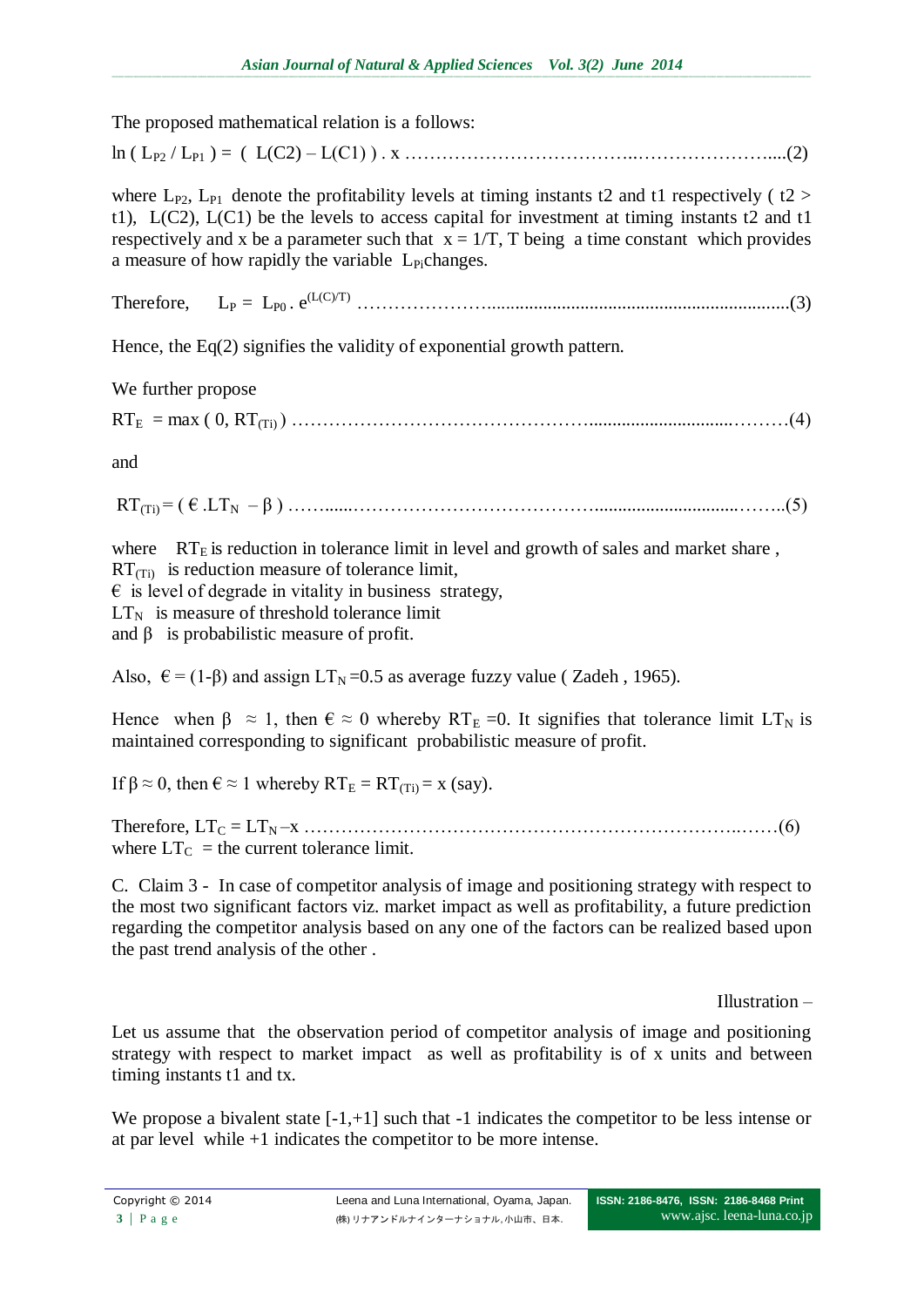The proposed mathematical relation is a follows:

$$\ln ( L_{P2} / L_{P1} ) = ( L(C2) – L(C1) ) . x \quad \text{....(2)}$$

where $L_{P2}$, $L_{P1}$ denote the profitability levels at timing instants t2 and t1 respectively ( t2 > t1), L(C2), L(C1) be the levels to access capital for investment at timing instants t2 and t1 respectively and x be a parameter such that x = 1/T, T being a time constant which provides a measure of how rapidly the variable $L_{Pi}$changes.

Therefore, $$L_P = L_{P0} . e^{(L(C)/T)} \quad \text{....(3)}$$

Hence, the Eq(2) signifies the validity of exponential growth pattern.

We further propose

$$RT_E = \max ( 0, RT_{(Ti)} ) \quad \text{....(4)}$$

and

$$RT_{(Ti)} = ( € .LT_N – \beta ) \quad \text{....(5)}$$

where $RT_E$ is reduction in tolerance limit in level and growth of sales and market share ,
$RT_{(Ti)}$ is reduction measure of tolerance limit,
€ is level of degrade in vitality in business strategy,
$LT_N$ is measure of threshold tolerance limit
and $\beta$ is probabilistic measure of profit.

Also, $€ = (1-\beta)$ and assign $LT_N$ =0.5 as average fuzzy value ( Zadeh , 1965).

Hence when $\beta \approx 1$, then $€ \approx 0$ whereby $RT_E$ =0. It signifies that tolerance limit $LT_N$ is maintained corresponding to significant probabilistic measure of profit.

If $\beta \approx 0$, then $€ \approx 1$ whereby $RT_E = RT_{(Ti)} = x$ (say).

Therefore, $$LT_C = LT_N – x \quad \text{....(6)}$$
where $LT_C$ = the current tolerance limit.

C. Claim 3 - In case of competitor analysis of image and positioning strategy with respect to the most two significant factors viz. market impact as well as profitability, a future prediction regarding the competitor analysis based on any one of the factors can be realized based upon the past trend analysis of the other .

Illustration –

Let us assume that the observation period of competitor analysis of image and positioning strategy with respect to market impact as well as profitability is of x units and between timing instants t1 and tx.

We propose a bivalent state [-1,+1] such that -1 indicates the competitor to be less intense or at par level while +1 indicates the competitor to be more intense.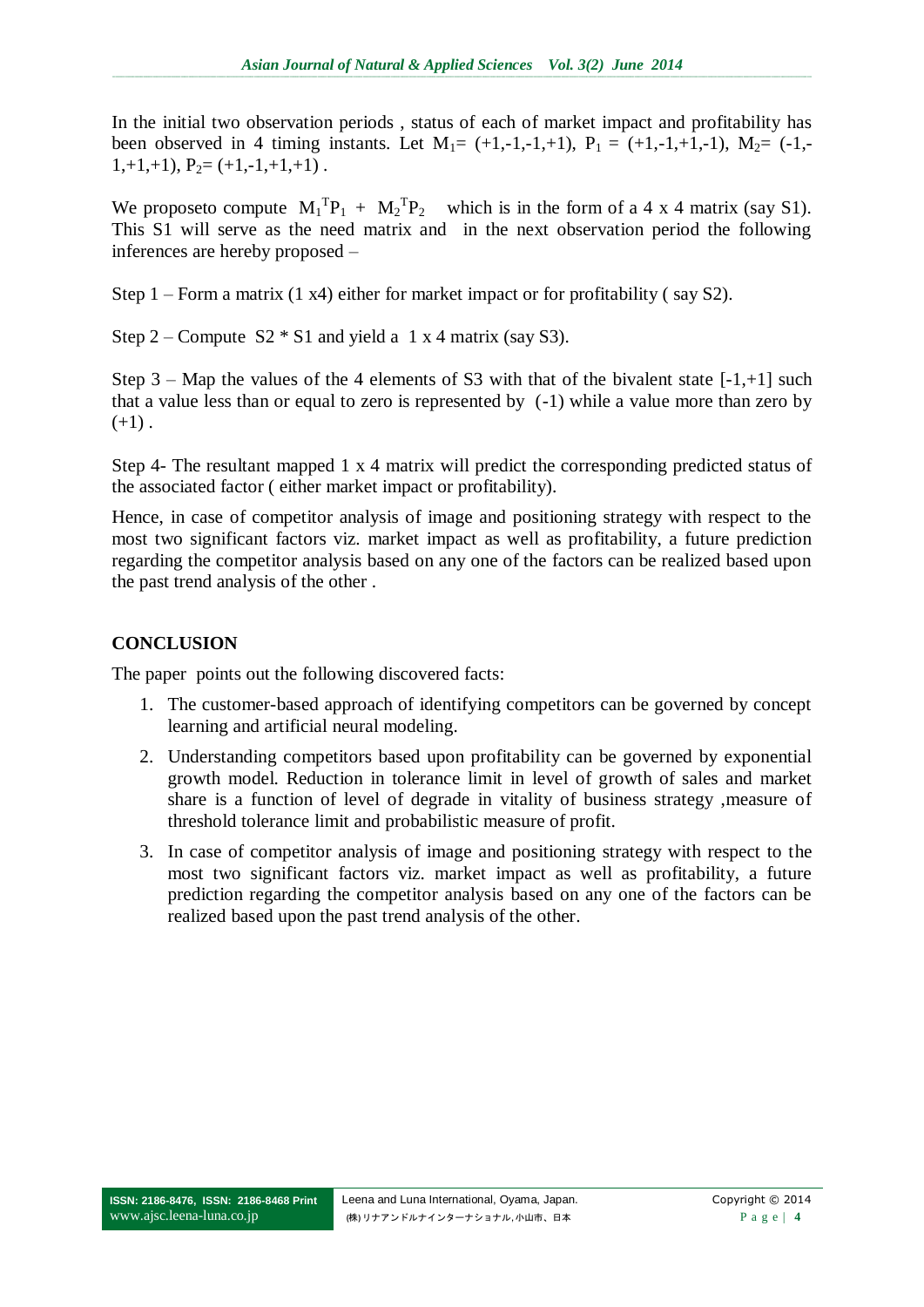In the initial two observation periods , status of each of market impact and profitability has been observed in 4 timing instants. Let $M_1$= (+1,-1,-1,+1), $P_1$ = (+1,-1,+1,-1), $M_2$= (-1,-1,+1,+1), $P_2$= (+1,-1,+1,+1) .

We proposeto compute $M_1^T P_1 + M_2^T P_2$ which is in the form of a 4 x 4 matrix (say S1). This S1 will serve as the need matrix and in the next observation period the following inferences are hereby proposed –

Step 1 – Form a matrix (1 x4) either for market impact or for profitability ( say S2).

Step 2 – Compute S2 * S1 and yield a 1 x 4 matrix (say S3).

Step 3 – Map the values of the 4 elements of S3 with that of the bivalent state [-1,+1] such that a value less than or equal to zero is represented by (-1) while a value more than zero by (+1) .

Step 4- The resultant mapped 1 x 4 matrix will predict the corresponding predicted status of the associated factor ( either market impact or profitability).

Hence, in case of competitor analysis of image and positioning strategy with respect to the most two significant factors viz. market impact as well as profitability, a future prediction regarding the competitor analysis based on any one of the factors can be realized based upon the past trend analysis of the other .

## CONCLUSION

The paper points out the following discovered facts:

1. The customer-based approach of identifying competitors can be governed by concept learning and artificial neural modeling.
2. Understanding competitors based upon profitability can be governed by exponential growth model. Reduction in tolerance limit in level of growth of sales and market share is a function of level of degrade in vitality of business strategy ,measure of threshold tolerance limit and probabilistic measure of profit.
3. In case of competitor analysis of image and positioning strategy with respect to the most two significant factors viz. market impact as well as profitability, a future prediction regarding the competitor analysis based on any one of the factors can be realized based upon the past trend analysis of the other.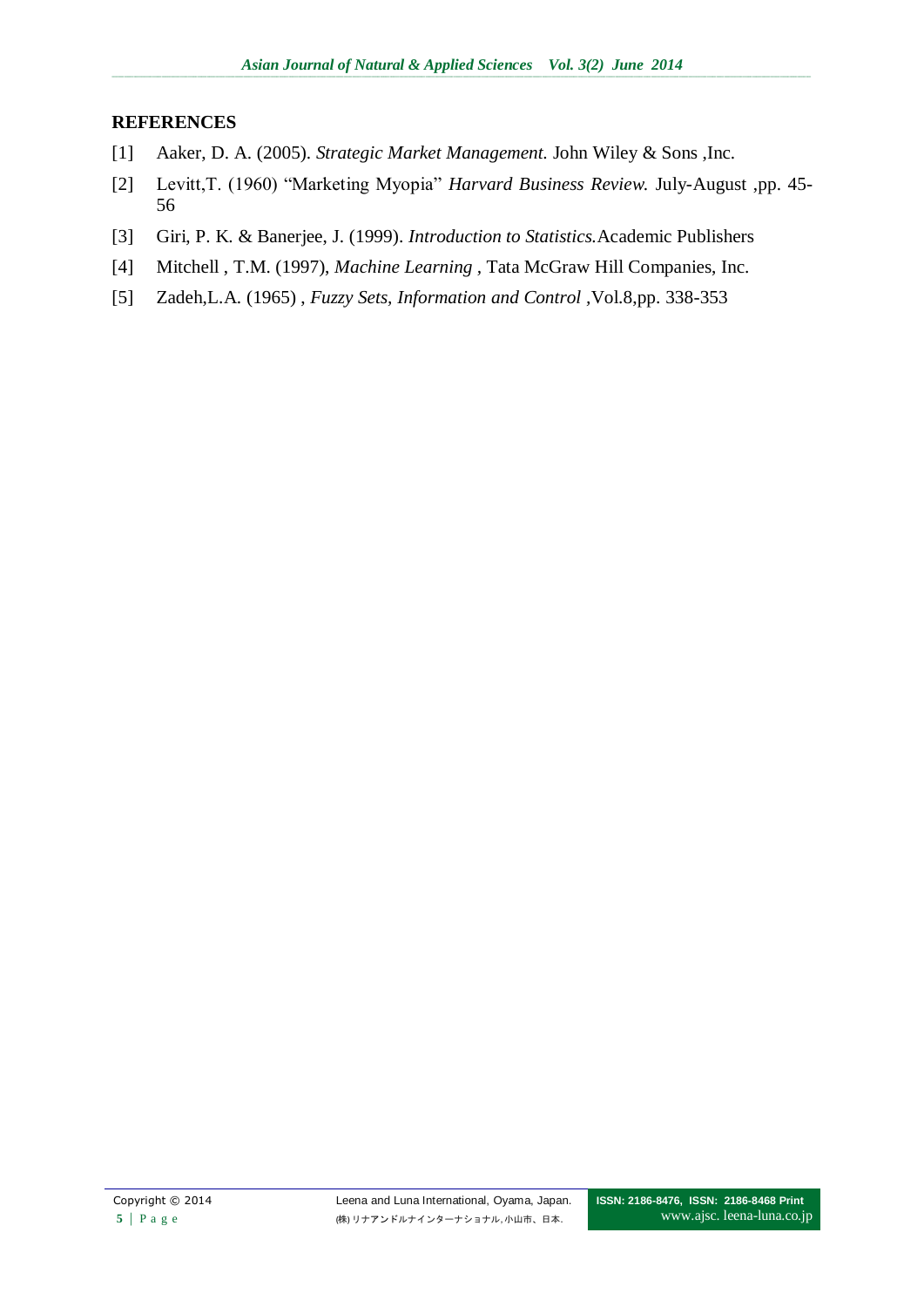## REFERENCES

[1] Aaker, D. A. (2005). *Strategic Market Management.* John Wiley & Sons ,Inc.

[2] Levitt,T. (1960) "Marketing Myopia" *Harvard Business Review.* July-August ,pp. 45-56

[3] Giri, P. K. & Banerjee, J. (1999). *Introduction to Statistics.*Academic Publishers

[4] Mitchell , T.M. (1997), *Machine Learning* , Tata McGraw Hill Companies, Inc.

[5] Zadeh,L.A. (1965) , *Fuzzy Sets, Information and Control* ,Vol.8,pp. 338-353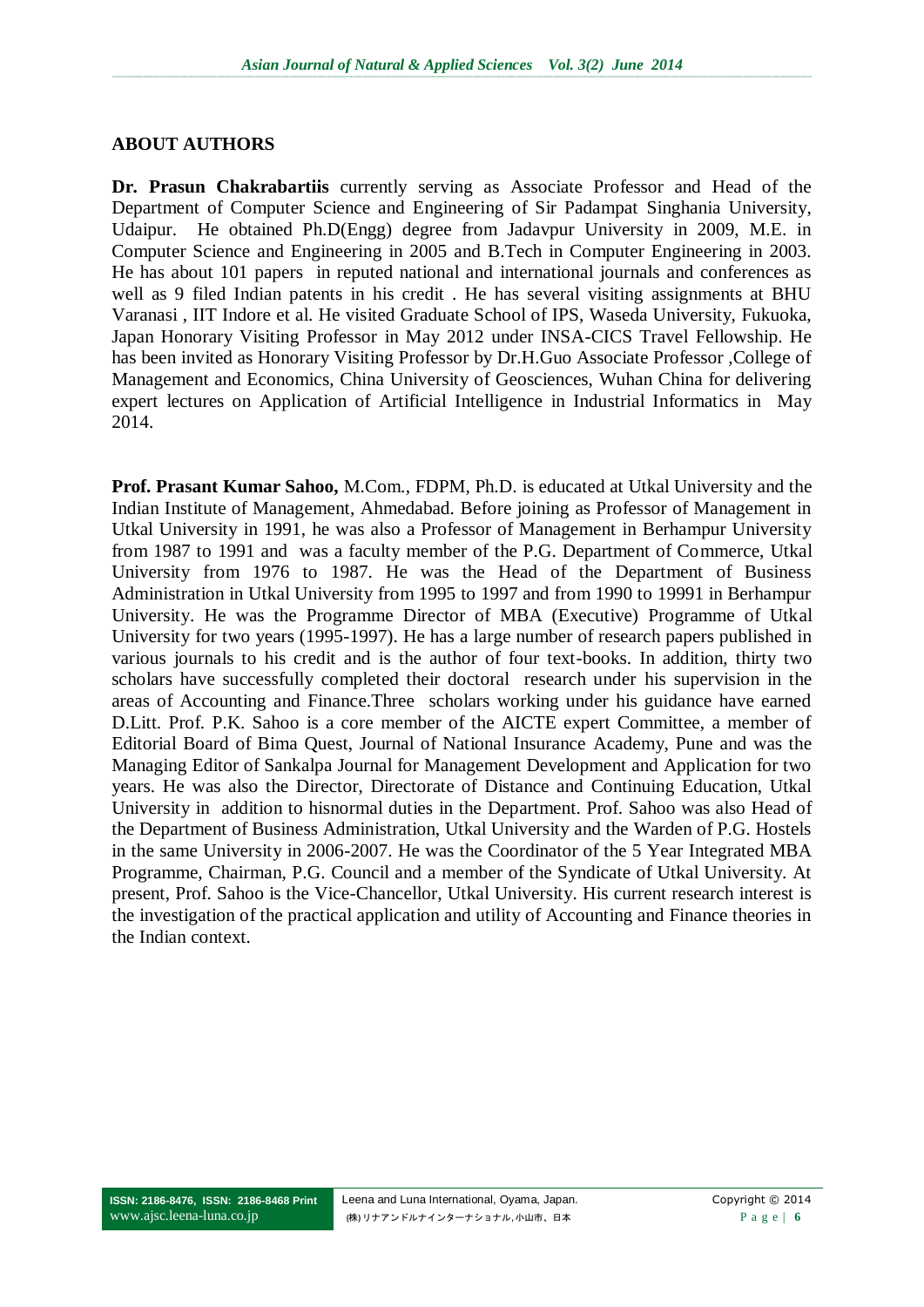## ABOUT AUTHORS

**Dr. Prasun Chakrabartiis** currently serving as Associate Professor and Head of the Department of Computer Science and Engineering of Sir Padampat Singhania University, Udaipur. He obtained Ph.D(Engg) degree from Jadavpur University in 2009, M.E. in Computer Science and Engineering in 2005 and B.Tech in Computer Engineering in 2003. He has about 101 papers in reputed national and international journals and conferences as well as 9 filed Indian patents in his credit . He has several visiting assignments at BHU Varanasi , IIT Indore et al. He visited Graduate School of IPS, Waseda University, Fukuoka, Japan Honorary Visiting Professor in May 2012 under INSA-CICS Travel Fellowship. He has been invited as Honorary Visiting Professor by Dr.H.Guo Associate Professor ,College of Management and Economics, China University of Geosciences, Wuhan China for delivering expert lectures on Application of Artificial Intelligence in Industrial Informatics in May 2014.

**Prof. Prasant Kumar Sahoo,** M.Com., FDPM, Ph.D. is educated at Utkal University and the Indian Institute of Management, Ahmedabad. Before joining as Professor of Management in Utkal University in 1991, he was also a Professor of Management in Berhampur University from 1987 to 1991 and was a faculty member of the P.G. Department of Commerce, Utkal University from 1976 to 1987. He was the Head of the Department of Business Administration in Utkal University from 1995 to 1997 and from 1990 to 19991 in Berhampur University. He was the Programme Director of MBA (Executive) Programme of Utkal University for two years (1995-1997). He has a large number of research papers published in various journals to his credit and is the author of four text-books. In addition, thirty two scholars have successfully completed their doctoral research under his supervision in the areas of Accounting and Finance.Three scholars working under his guidance have earned D.Litt. Prof. P.K. Sahoo is a core member of the AICTE expert Committee, a member of Editorial Board of Bima Quest, Journal of National Insurance Academy, Pune and was the Managing Editor of Sankalpa Journal for Management Development and Application for two years. He was also the Director, Directorate of Distance and Continuing Education, Utkal University in addition to hisnormal duties in the Department. Prof. Sahoo was also Head of the Department of Business Administration, Utkal University and the Warden of P.G. Hostels in the same University in 2006-2007. He was the Coordinator of the 5 Year Integrated MBA Programme, Chairman, P.G. Council and a member of the Syndicate of Utkal University. At present, Prof. Sahoo is the Vice-Chancellor, Utkal University. His current research interest is the investigation of the practical application and utility of Accounting and Finance theories in the Indian context.